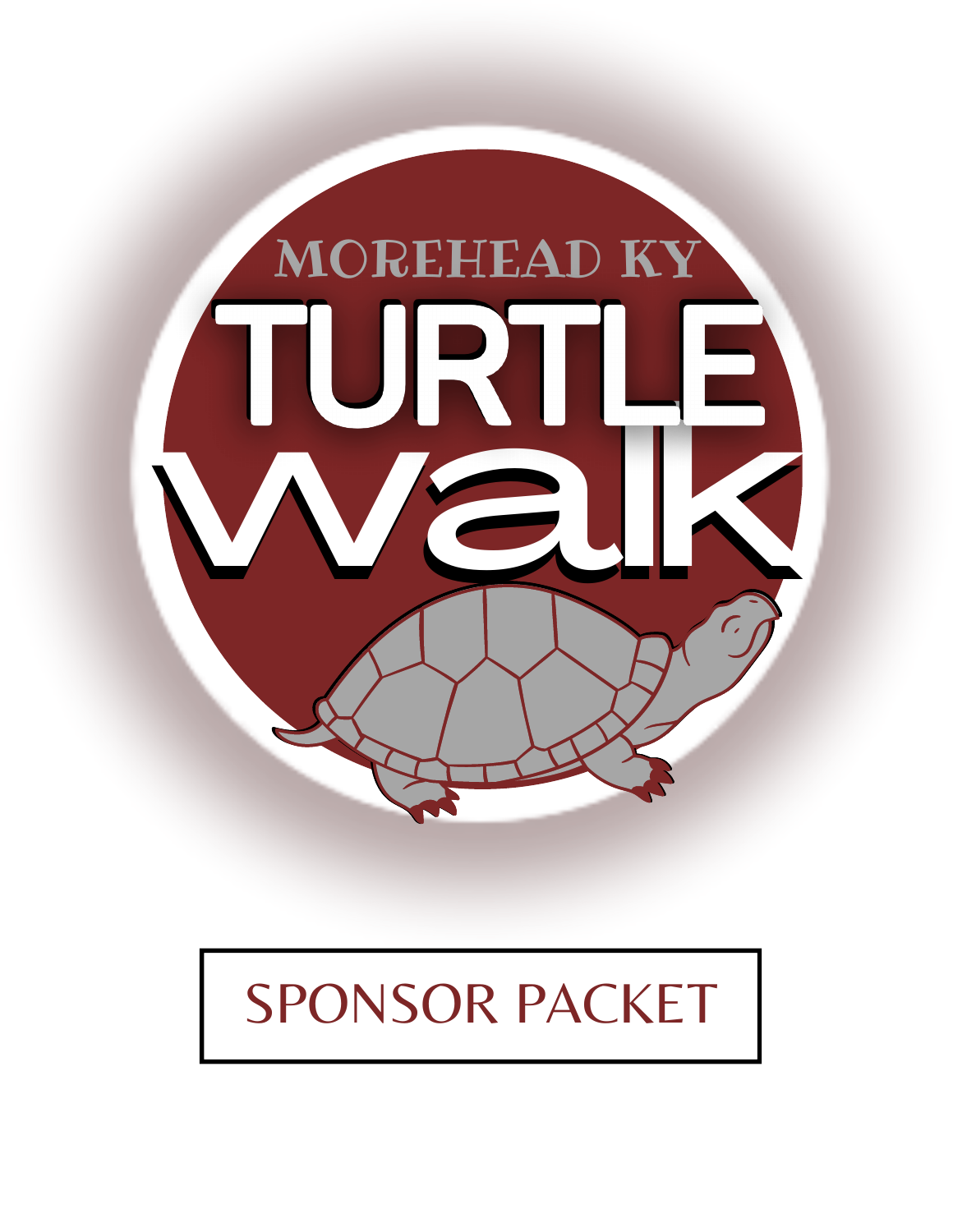MOREHEAD KY

# TURTLE walk

## SPONSOR PACKET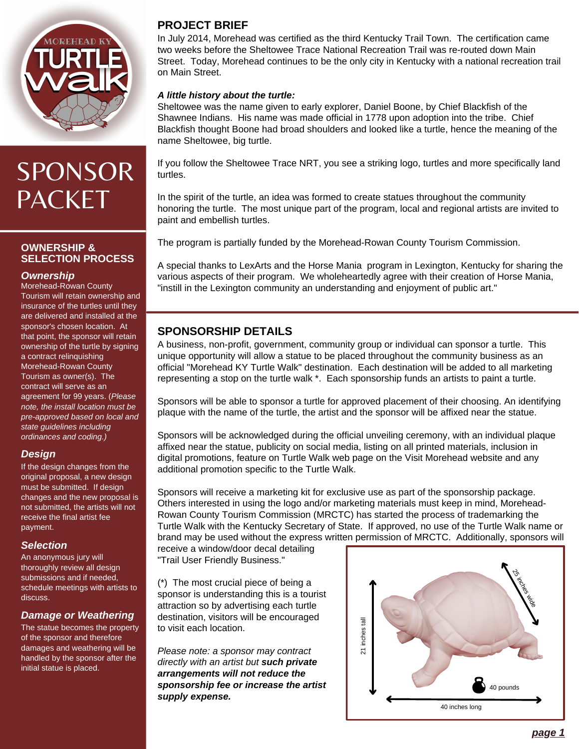# SPONSOR PACKET

## OWNERSHIP & SELECTION PROCESS

### *Ownership*

Morehead-Rowan County Tourism will retain ownership and insurance of the turtles until they are delivered and installed at the sponsor's chosen location. At that point, the sponsor will retain ownership of the turtle by signing a contract relinquishing Morehead-Rowan County Tourism as owner(s). The contract will serve as an agreement for 99 years. (*Please note, the install location must be pre-approved based on local and state guidelines including ordinances and coding.)*

### *Design*

If the design changes from the original proposal, a new design must be submitted. If design changes and the new proposal is not submitted, the artists will not receive the final artist fee payment.

### *Selection*

An anonymous jury will thoroughly review all design submissions and if needed, schedule meetings with artists to discuss.

### *Damage or Weathering*

The statue becomes the property of the sponsor and therefore damages and weathering will be handled by the sponsor after the initial statue is placed.

## PROJECT BRIEF

In July 2014, Morehead was certified as the third Kentucky Trail Town. The certification came two weeks before the Sheltowee Trace National Recreation Trail was re-routed down Main Street. Today, Morehead continues to be the only city in Kentucky with a national recreation trail on Main Street.

***A little history about the turtle:***

Sheltowee was the name given to early explorer, Daniel Boone, by Chief Blackfish of the Shawnee Indians. His name was made official in 1778 upon adoption into the tribe. Chief Blackfish thought Boone had broad shoulders and looked like a turtle, hence the meaning of the name Sheltowee, big turtle.

If you follow the Sheltowee Trace NRT, you see a striking logo, turtles and more specifically land turtles.

In the spirit of the turtle, an idea was formed to create statues throughout the community honoring the turtle. The most unique part of the program, local and regional artists are invited to paint and embellish turtles.

The program is partially funded by the Morehead-Rowan County Tourism Commission.

A special thanks to LexArts and the Horse Mania program in Lexington, Kentucky for sharing the various aspects of their program. We wholeheartedly agree with their creation of Horse Mania, "instill in the Lexington community an understanding and enjoyment of public art."

## SPONSORSHIP DETAILS

A business, non-profit, government, community group or individual can sponsor a turtle. This unique opportunity will allow a statue to be placed throughout the community business as an official "Morehead KY Turtle Walk" destination. Each destination will be added to all marketing representing a stop on the turtle walk *. Each sponsorship funds an artists to paint a turtle.

Sponsors will be able to sponsor a turtle for approved placement of their choosing. An identifying plaque with the name of the turtle, the artist and the sponsor will be affixed near the statue.

Sponsors will be acknowledged during the official unveiling ceremony, with an individual plaque affixed near the statue, publicity on social media, listing on all printed materials, inclusion in digital promotions, feature on Turtle Walk web page on the Visit Morehead website and any additional promotion specific to the Turtle Walk.

Sponsors will receive a marketing kit for exclusive use as part of the sponsorship package. Others interested in using the logo and/or marketing materials must keep in mind, Morehead-Rowan County Tourism Commission (MRCTC) has started the process of trademarking the Turtle Walk with the Kentucky Secretary of State. If approved, no use of the Turtle Walk name or brand may be used without the express written permission of MRCTC. Additionally, sponsors will receive a window/door decal detailing "Trail User Friendly Business."

(*) The most crucial piece of being a sponsor is understanding this is a tourist attraction so by advertising each turtle destination, visitors will be encouraged to visit each location.

*Please note: a sponsor may contract directly with an artist but **such private arrangements will not reduce the sponsorship fee or increase the artist supply expense.***

21 inches tall · 25 inches wide · 40 inches long · 40 pounds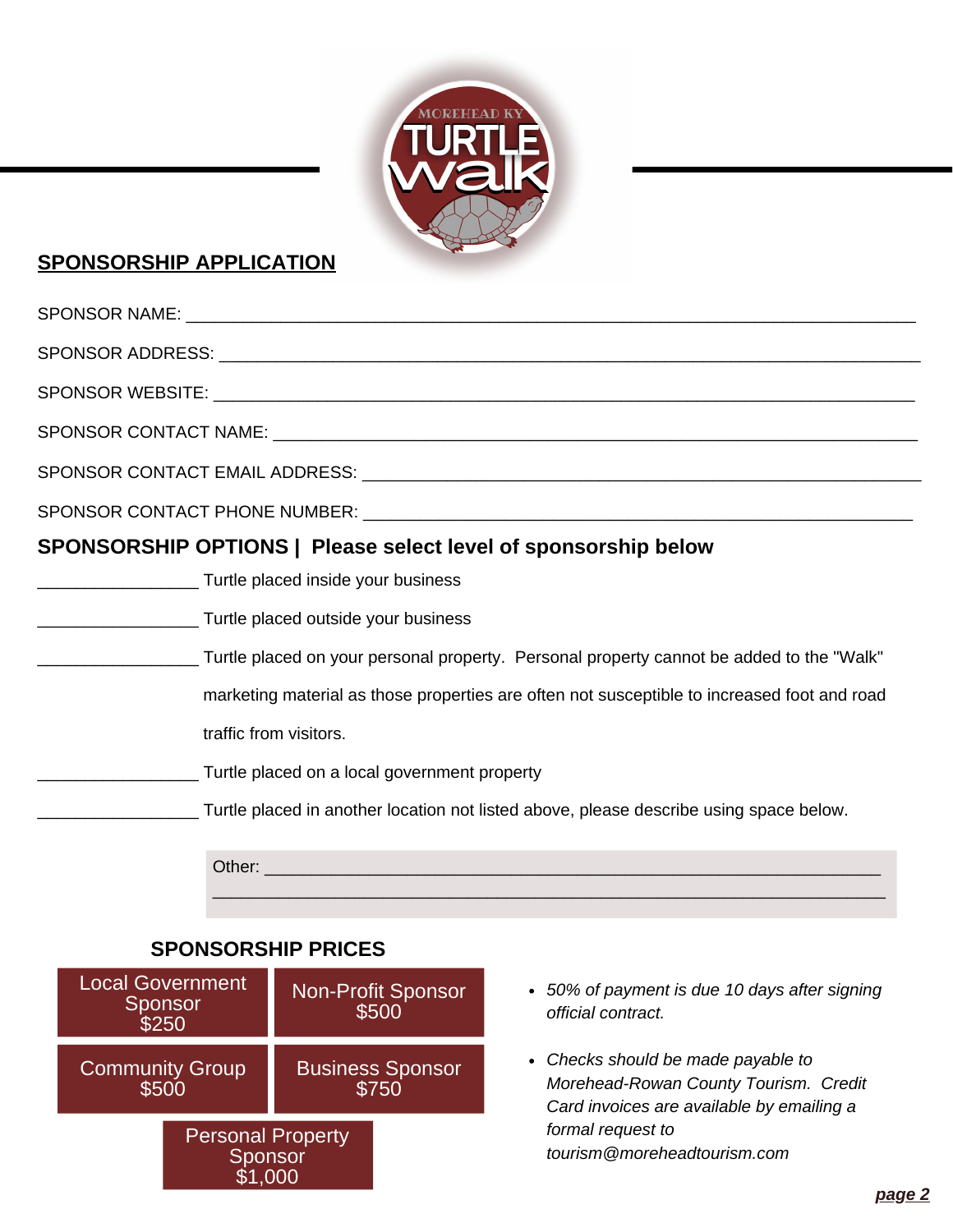MOREHEAD KY TURTLE walk

## SPONSORSHIP APPLICATION

SPONSOR NAME: ___________________________________________________________________________

SPONSOR ADDRESS: ________________________________________________________________________

SPONSOR WEBSITE: ________________________________________________________________________

SPONSOR CONTACT NAME: ___________________________________________________________________

SPONSOR CONTACT EMAIL ADDRESS: __________________________________________________________

SPONSOR CONTACT PHONE NUMBER: __________________________________________________________

## SPONSORSHIP OPTIONS | Please select level of sponsorship below

_________________ Turtle placed inside your business

_________________ Turtle placed outside your business

_________________ Turtle placed on your personal property. Personal property cannot be added to the "Walk" marketing material as those properties are often not susceptible to increased foot and road traffic from visitors.

_________________ Turtle placed on a local government property

_________________ Turtle placed in another location not listed above, please describe using space below.

Other: _________________________________________________________________
_______________________________________________________________________

### SPONSORSHIP PRICES

| | |
|---|---|
| Local Government Sponsor $250 | Non-Profit Sponsor $500 |
| Community Group $500 | Business Sponsor $750 |
| Personal Property Sponsor $1,000 | |

- *50% of payment is due 10 days after signing official contract.*
- *Checks should be made payable to Morehead-Rowan County Tourism. Credit Card invoices are available by emailing a formal request to tourism@moreheadtourism.com*